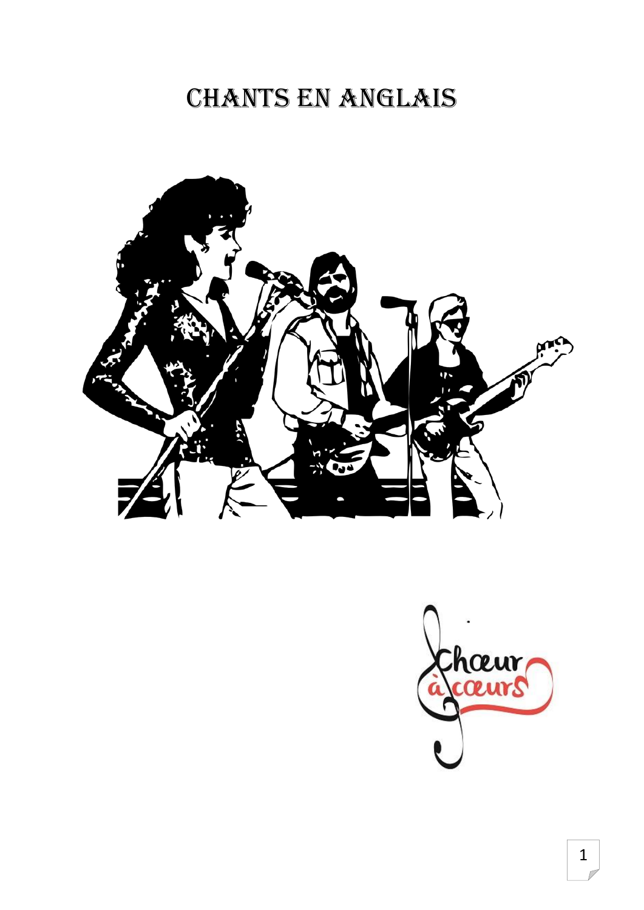# Chants en anglais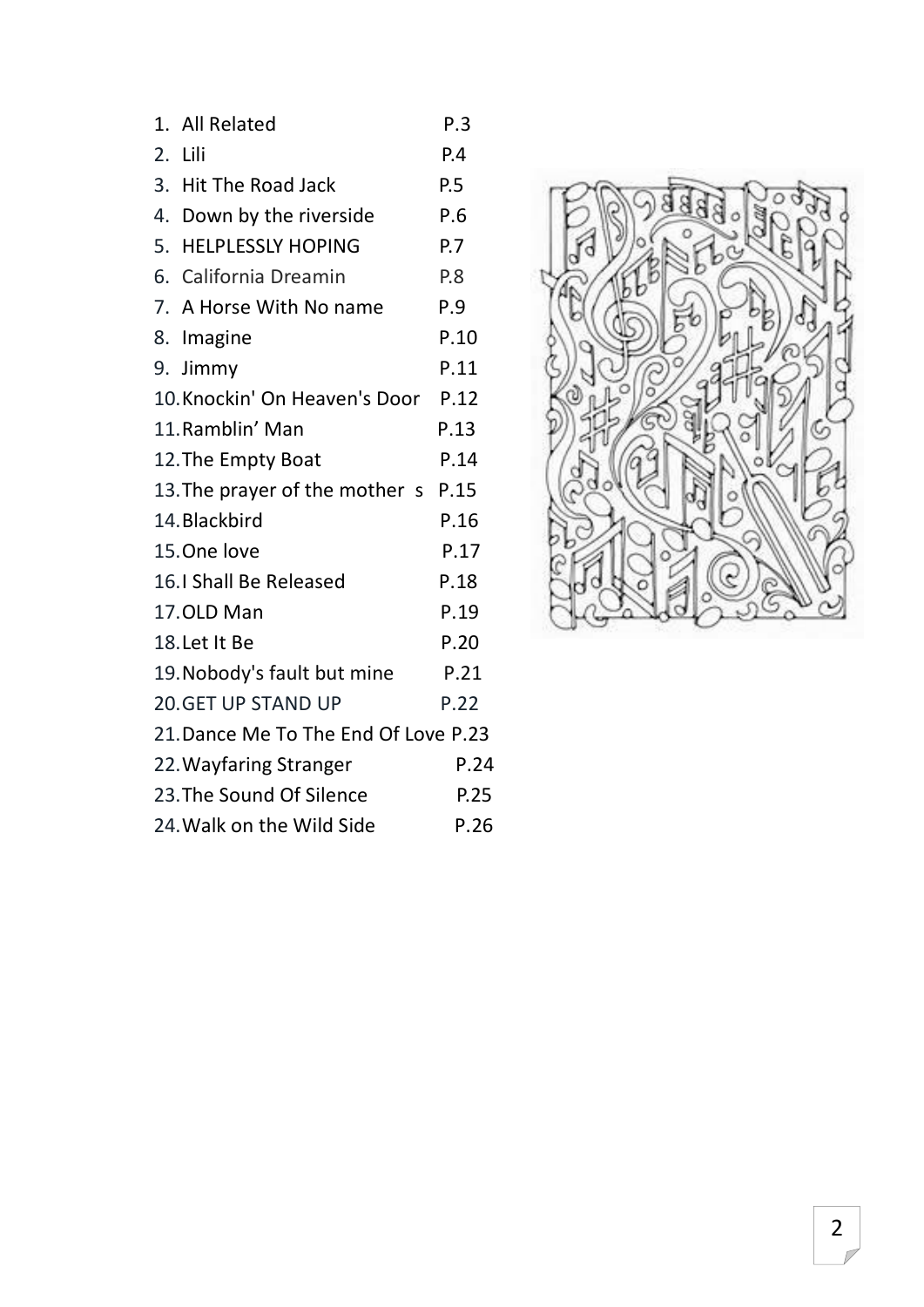1. All Related P.3
2. Lili P.4
3. Hit The Road Jack P.5
4. Down by the riverside P.6
5. HELPLESSLY HOPING P.7
6. California Dreamin P.8
7. A Horse With No name P.9
8. Imagine P.10
9. Jimmy P.11
10. Knockin' On Heaven's Door P.12
11. Ramblin' Man P.13
12. The Empty Boat P.14
13. The prayer of the mother s P.15
14. Blackbird P.16
15. One love P.17
16. I Shall Be Released P.18
17. OLD Man P.19
18. Let It Be P.20
19. Nobody's fault but mine P.21
20. GET UP STAND UP P.22
21. Dance Me To The End Of Love P.23
22. Wayfaring Stranger P.24
23. The Sound Of Silence P.25
24. Walk on the Wild Side P.26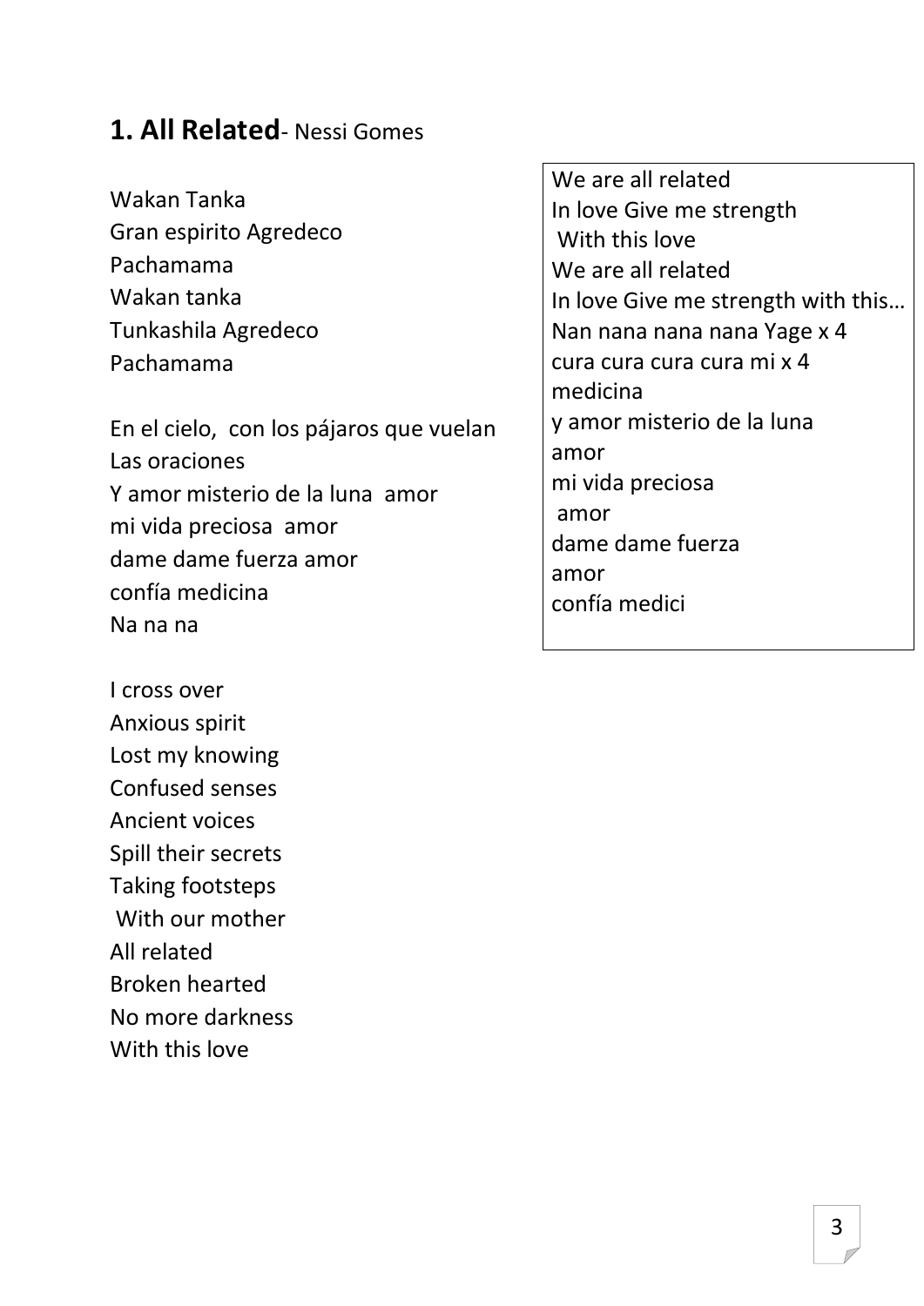## **1. All Related**- Nessi Gomes

Wakan Tanka
Gran espirito Agredeco
Pachamama
Wakan tanka
Tunkashila Agredeco
Pachamama

En el cielo, con los pájaros que vuelan
Las oraciones
Y amor misterio de la luna amor
mi vida preciosa amor
dame dame fuerza amor
confía medicina
Na na na

I cross over
Anxious spirit
Lost my knowing
Confused senses
Ancient voices
Spill their secrets
Taking footsteps
With our mother
All related
Broken hearted
No more darkness
With this love

We are all related
In love Give me strength
With this love
We are all related
In love Give me strength with this…
Nan nana nana nana Yage x 4
cura cura cura cura mi x 4
medicina
y amor misterio de la luna
amor
mi vida preciosa
amor
dame dame fuerza
amor
confía medici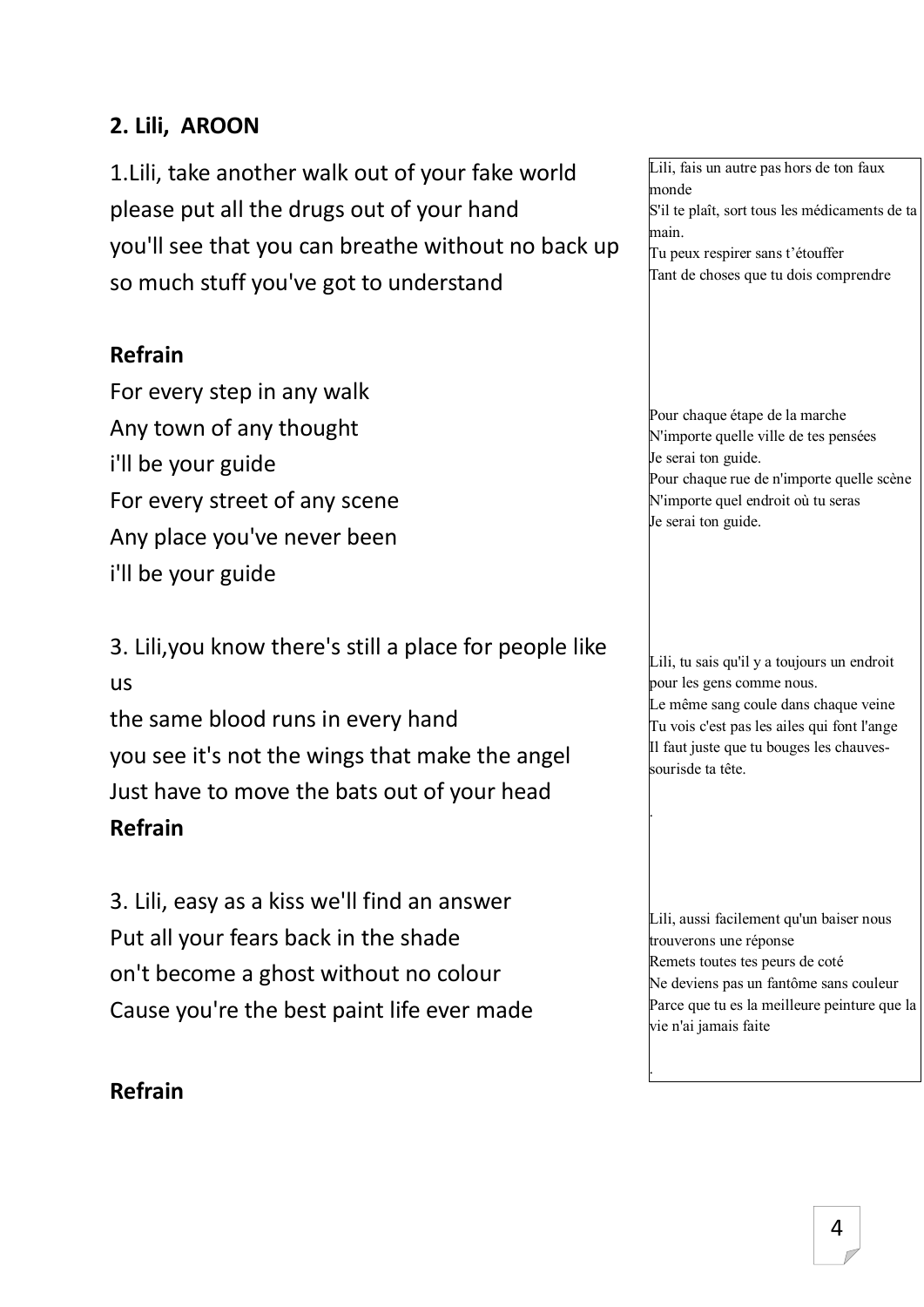## 2. Lili, AROON

1.Lili, take another walk out of your fake world
please put all the drugs out of your hand
you'll see that you can breathe without no back up
so much stuff you've got to understand

Lili, fais un autre pas hors de ton faux monde
S'il te plaît, sort tous les médicaments de ta main.
Tu peux respirer sans t'étouffer
Tant de choses que tu dois comprendre

**Refrain**

For every step in any walk
Any town of any thought
i'll be your guide
For every street of any scene
Any place you've never been
i'll be your guide

Pour chaque étape de la marche
N'importe quelle ville de tes pensées
Je serai ton guide.
Pour chaque rue de n'importe quelle scène
N'importe quel endroit où tu seras
Je serai ton guide.

3. Lili,you know there's still a place for people like us
the same blood runs in every hand
you see it's not the wings that make the angel
Just have to move the bats out of your head

**Refrain**

Lili, tu sais qu'il y a toujours un endroit pour les gens comme nous.
Le même sang coule dans chaque veine
Tu vois c'est pas les ailes qui font l'ange
Il faut juste que tu bouges les chauves-sourisde ta tête.

.

3. Lili, easy as a kiss we'll find an answer
Put all your fears back in the shade
on't become a ghost without no colour
Cause you're the best paint life ever made

Lili, aussi facilement qu'un baiser nous trouverons une réponse
Remets toutes tes peurs de coté
Ne deviens pas un fantôme sans couleur
Parce que tu es la meilleure peinture que la vie n'ai jamais faite

.

**Refrain**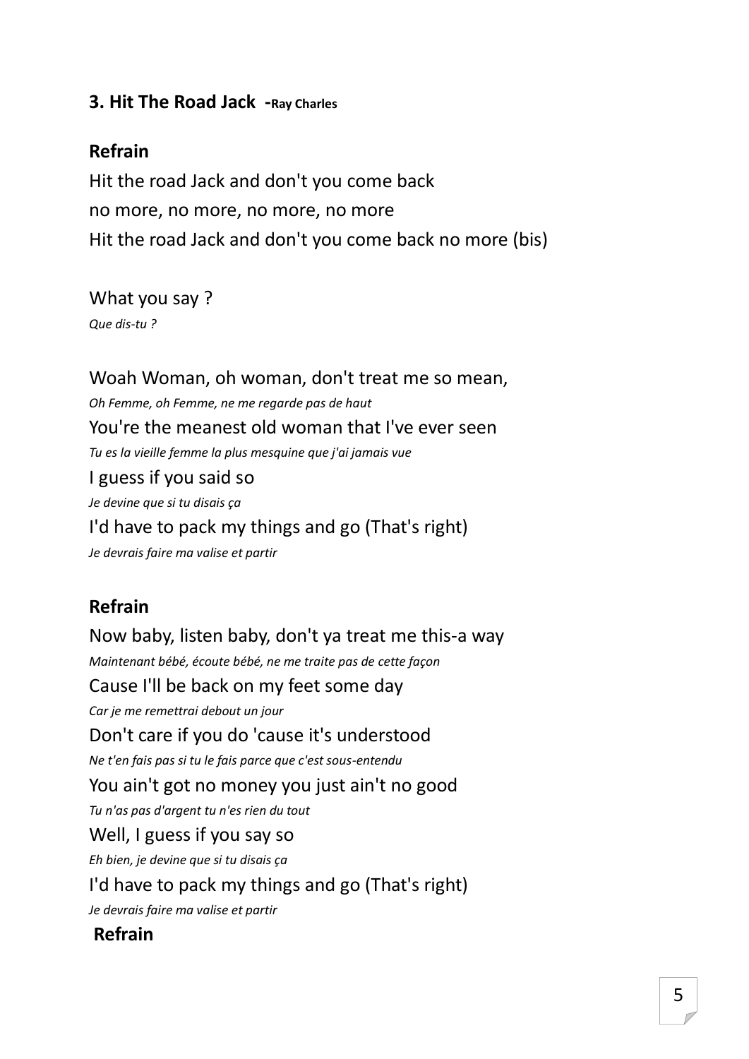### **3. Hit The Road Jack -**Ray Charles

**Refrain**

Hit the road Jack and don't you come back
no more, no more, no more, no more
Hit the road Jack and don't you come back no more (bis)

What you say ?
*Que dis-tu ?*

Woah Woman, oh woman, don't treat me so mean,
*Oh Femme, oh Femme, ne me regarde pas de haut*
You're the meanest old woman that I've ever seen
*Tu es la vieille femme la plus mesquine que j'ai jamais vue*
I guess if you said so
*Je devine que si tu disais ça*
I'd have to pack my things and go (That's right)
*Je devrais faire ma valise et partir*

**Refrain**

Now baby, listen baby, don't ya treat me this-a way
*Maintenant bébé, écoute bébé, ne me traite pas de cette façon*
Cause I'll be back on my feet some day
*Car je me remettrai debout un jour*
Don't care if you do 'cause it's understood
*Ne t'en fais pas si tu le fais parce que c'est sous-entendu*
You ain't got no money you just ain't no good
*Tu n'as pas d'argent tu n'es rien du tout*
Well, I guess if you say so
*Eh bien, je devine que si tu disais ça*
I'd have to pack my things and go (That's right)
*Je devrais faire ma valise et partir*

**Refrain**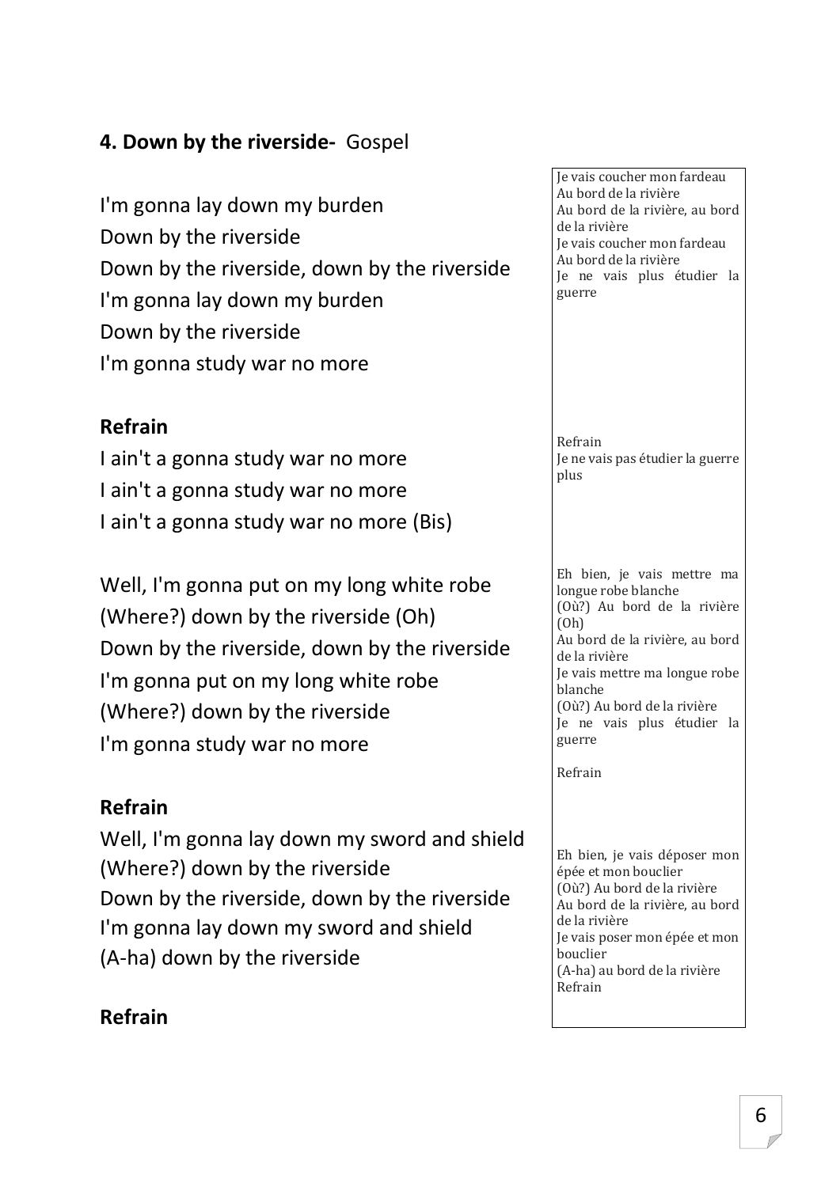### 4. Down by the riverside- Gospel

I'm gonna lay down my burden
Down by the riverside
Down by the riverside, down by the riverside
I'm gonna lay down my burden
Down by the riverside
I'm gonna study war no more

**Refrain**
I ain't a gonna study war no more
I ain't a gonna study war no more
I ain't a gonna study war no more (Bis)

Well, I'm gonna put on my long white robe
(Where?) down by the riverside (Oh)
Down by the riverside, down by the riverside
I'm gonna put on my long white robe
(Where?) down by the riverside
I'm gonna study war no more

**Refrain**
Well, I'm gonna lay down my sword and shield
(Where?) down by the riverside
Down by the riverside, down by the riverside
I'm gonna lay down my sword and shield
(A-ha) down by the riverside

**Refrain**

---

Je vais coucher mon fardeau
Au bord de la rivière
Au bord de la rivière, au bord de la rivière
Je vais coucher mon fardeau
Au bord de la rivière
Je ne vais plus étudier la guerre

Refrain
Je ne vais pas étudier la guerre plus

Eh bien, je vais mettre ma longue robe blanche
(Où?) Au bord de la rivière (Oh)
Au bord de la rivière, au bord de la rivière
Je vais mettre ma longue robe blanche
(Où?) Au bord de la rivière
Je ne vais plus étudier la guerre

Refrain

Eh bien, je vais déposer mon épée et mon bouclier
(Où?) Au bord de la rivière
Au bord de la rivière, au bord de la rivière
Je vais poser mon épée et mon bouclier
(A-ha) au bord de la rivière
Refrain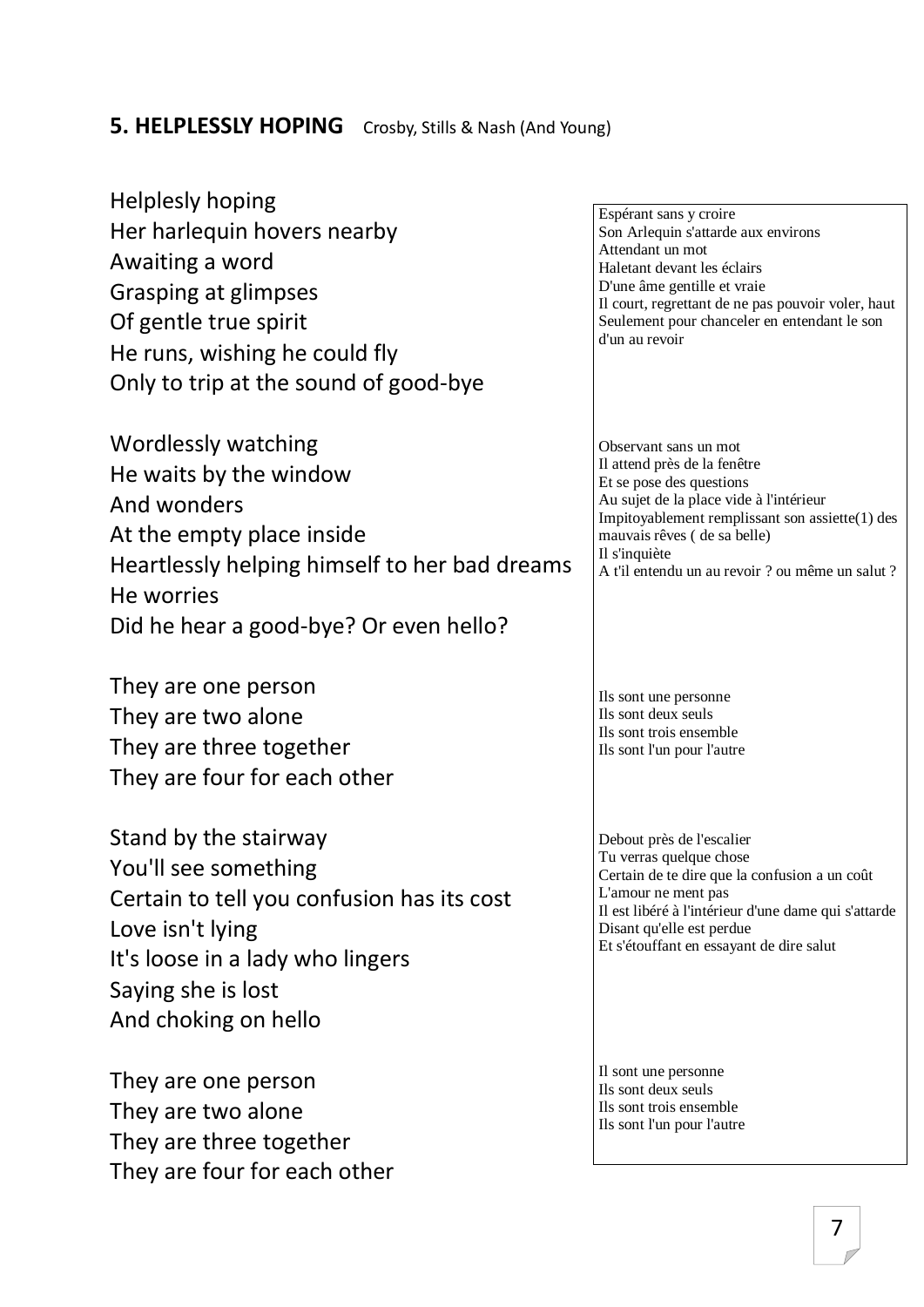## **5. HELPLESSLY HOPING** Crosby, Stills & Nash (And Young)

Helplesly hoping
Her harlequin hovers nearby
Awaiting a word
Grasping at glimpses
Of gentle true spirit
He runs, wishing he could fly
Only to trip at the sound of good-bye

Espérant sans y croire
Son Arlequin s'attarde aux environs
Attendant un mot
Haletant devant les éclairs
D'une âme gentille et vraie
Il court, regrettant de ne pas pouvoir voler, haut
Seulement pour chanceler en entendant le son d'un au revoir

Wordlessly watching
He waits by the window
And wonders
At the empty place inside
Heartlessly helping himself to her bad dreams
He worries
Did he hear a good-bye? Or even hello?

Observant sans un mot
Il attend près de la fenêtre
Et se pose des questions
Au sujet de la place vide à l'intérieur
Impitoyablement remplissant son assiette(1) des mauvais rêves ( de sa belle)
Il s'inquiète
A t'il entendu un au revoir ? ou même un salut ?

They are one person
They are two alone
They are three together
They are four for each other

Ils sont une personne
Ils sont deux seuls
Ils sont trois ensemble
Ils sont l'un pour l'autre

Stand by the stairway
You'll see something
Certain to tell you confusion has its cost
Love isn't lying
It's loose in a lady who lingers
Saying she is lost
And choking on hello

Debout près de l'escalier
Tu verras quelque chose
Certain de te dire que la confusion a un coût
L'amour ne ment pas
Il est libéré à l'intérieur d'une dame qui s'attarde
Disant qu'elle est perdue
Et s'étouffant en essayant de dire salut

They are one person
They are two alone
They are three together
They are four for each other

Il sont une personne
Ils sont deux seuls
Ils sont trois ensemble
Ils sont l'un pour l'autre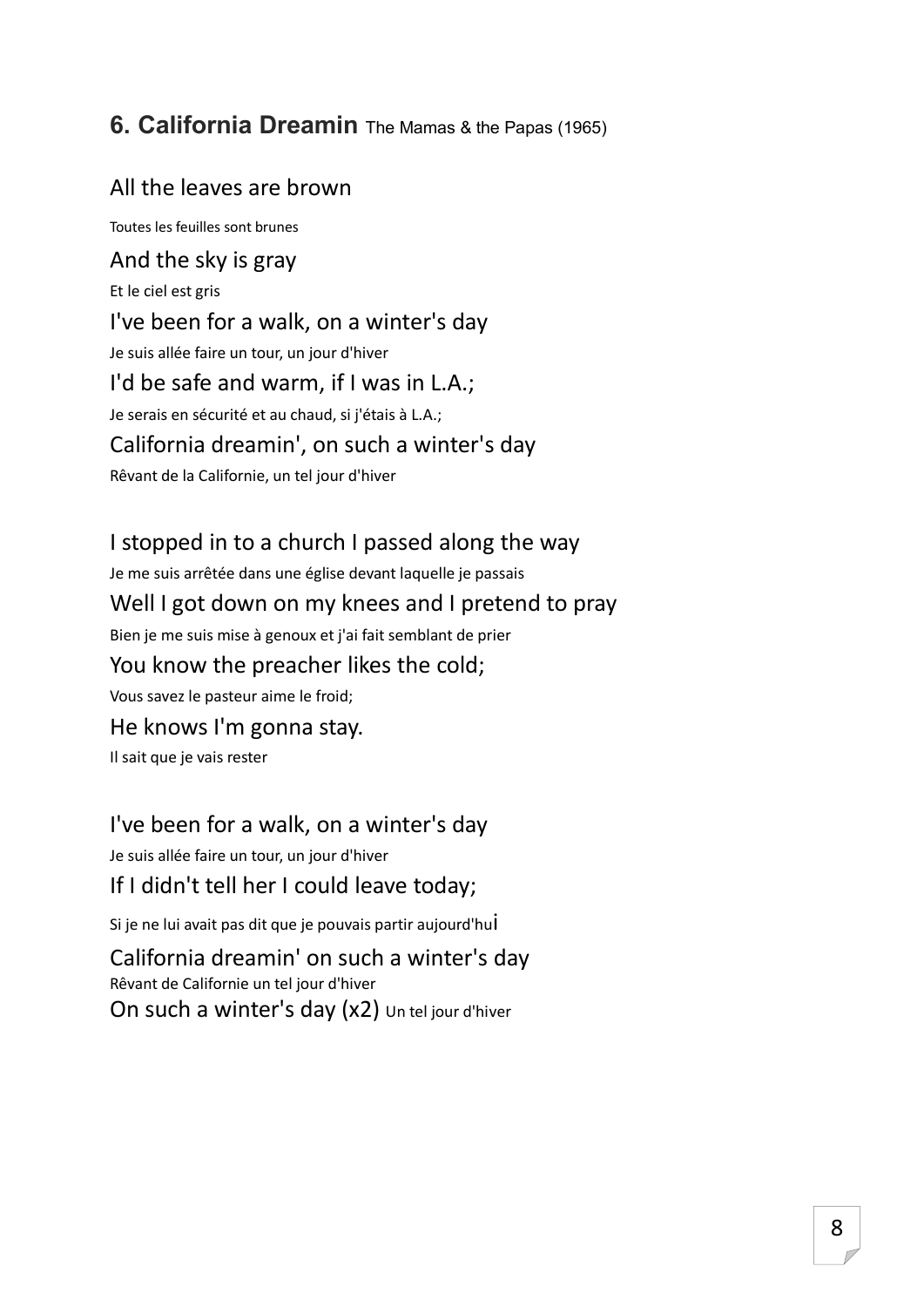## 6. California Dreamin The Mamas & the Papas (1965)

All the leaves are brown

Toutes les feuilles sont brunes

And the sky is gray

Et le ciel est gris

I've been for a walk, on a winter's day

Je suis allée faire un tour, un jour d'hiver

I'd be safe and warm, if I was in L.A.;

Je serais en sécurité et au chaud, si j'étais à L.A.;

California dreamin', on such a winter's day

Rêvant de la Californie, un tel jour d'hiver

I stopped in to a church I passed along the way

Je me suis arrêtée dans une église devant laquelle je passais

Well I got down on my knees and I pretend to pray

Bien je me suis mise à genoux et j'ai fait semblant de prier

You know the preacher likes the cold;

Vous savez le pasteur aime le froid;

He knows I'm gonna stay.

Il sait que je vais rester

I've been for a walk, on a winter's day

Je suis allée faire un tour, un jour d'hiver

If I didn't tell her I could leave today;

Si je ne lui avait pas dit que je pouvais partir aujourd'hui

California dreamin' on such a winter's day

Rêvant de Californie un tel jour d'hiver

On such a winter's day (x2) Un tel jour d'hiver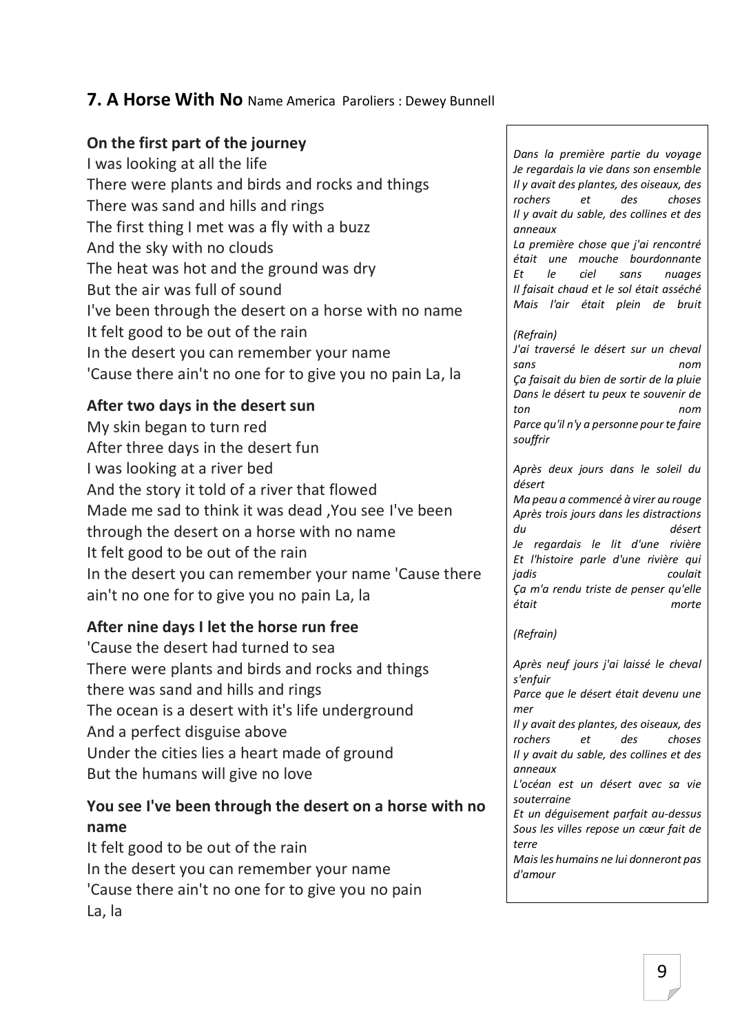## 7. A Horse With No Name America Paroliers : Dewey Bunnell

**On the first part of the journey**
I was looking at all the life
There were plants and birds and rocks and things
There was sand and hills and rings
The first thing I met was a fly with a buzz
And the sky with no clouds
The heat was hot and the ground was dry
But the air was full of sound
I've been through the desert on a horse with no name
It felt good to be out of the rain
In the desert you can remember your name
'Cause there ain't no one for to give you no pain La, la

**After two days in the desert sun**
My skin began to turn red
After three days in the desert fun
I was looking at a river bed
And the story it told of a river that flowed
Made me sad to think it was dead ,You see I've been through the desert on a horse with no name
It felt good to be out of the rain
In the desert you can remember your name 'Cause there ain't no one for to give you no pain La, la

**After nine days I let the horse run free**
'Cause the desert had turned to sea
There were plants and birds and rocks and things
there was sand and hills and rings
The ocean is a desert with it's life underground
And a perfect disguise above
Under the cities lies a heart made of ground
But the humans will give no love

**You see I've been through the desert on a horse with no name**
It felt good to be out of the rain
In the desert you can remember your name
'Cause there ain't no one for to give you no pain
La, la

*Dans la première partie du voyage*
*Je regardais la vie dans son ensemble*
*Il y avait des plantes, des oiseaux, des rochers et des choses*
*Il y avait du sable, des collines et des anneaux*
*La première chose que j'ai rencontré était une mouche bourdonnante*
*Et le ciel sans nuages*
*Il faisait chaud et le sol était asséché*
*Mais l'air était plein de bruit*

*(Refrain)*
*J'ai traversé le désert sur un cheval sans nom*
*Ça faisait du bien de sortir de la pluie*
*Dans le désert tu peux te souvenir de ton nom*
*Parce qu'il n'y a personne pour te faire souffrir*

*Après deux jours dans le soleil du désert*
*Ma peau a commencé à virer au rouge*
*Après trois jours dans les distractions du désert*
*Je regardais le lit d'une rivière*
*Et l'histoire parle d'une rivière qui jadis coulait*
*Ça m'a rendu triste de penser qu'elle était morte*

*(Refrain)*

*Après neuf jours j'ai laissé le cheval s'enfuir*
*Parce que le désert était devenu une mer*
*Il y avait des plantes, des oiseaux, des rochers et des choses*
*Il y avait du sable, des collines et des anneaux*
*L'océan est un désert avec sa vie souterraine*
*Et un déguisement parfait au-dessus*
*Sous les villes repose un cœur fait de terre*
*Mais les humains ne lui donneront pas d'amour*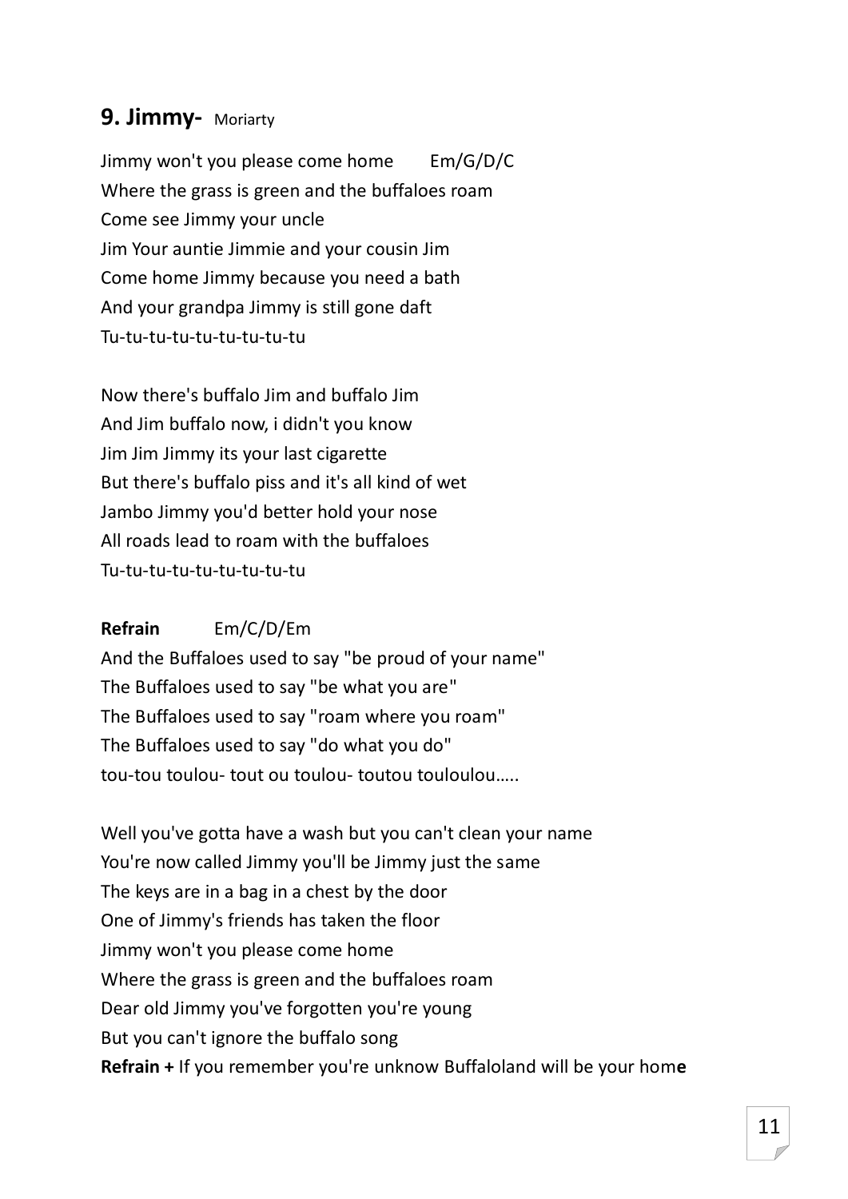## 9. Jimmy- Moriarty

Jimmy won't you please come home Em/G/D/C
Where the grass is green and the buffaloes roam
Come see Jimmy your uncle
Jim Your auntie Jimmie and your cousin Jim
Come home Jimmy because you need a bath
And your grandpa Jimmy is still gone daft
Tu-tu-tu-tu-tu-tu-tu-tu-tu

Now there's buffalo Jim and buffalo Jim
And Jim buffalo now, i didn't you know
Jim Jim Jimmy its your last cigarette
But there's buffalo piss and it's all kind of wet
Jambo Jimmy you'd better hold your nose
All roads lead to roam with the buffaloes
Tu-tu-tu-tu-tu-tu-tu-tu-tu

**Refrain** Em/C/D/Em
And the Buffaloes used to say "be proud of your name"
The Buffaloes used to say "be what you are"
The Buffaloes used to say "roam where you roam"
The Buffaloes used to say "do what you do"
tou-tou toulou- tout ou toulou- toutou touloulou…..

Well you've gotta have a wash but you can't clean your name
You're now called Jimmy you'll be Jimmy just the same
The keys are in a bag in a chest by the door
One of Jimmy's friends has taken the floor
Jimmy won't you please come home
Where the grass is green and the buffaloes roam
Dear old Jimmy you've forgotten you're young
But you can't ignore the buffalo song
**Refrain +** If you remember you're unknow Buffaloland will be your hom**e**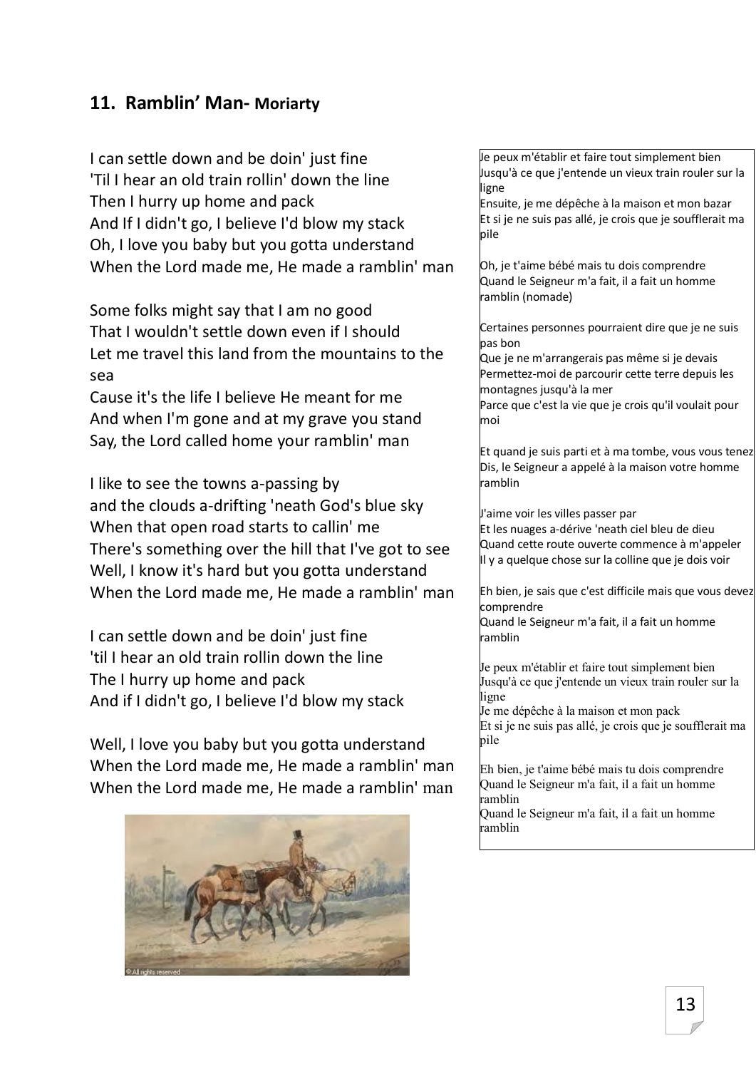## 11. Ramblin' Man- **Moriarty**

I can settle down and be doin' just fine
'Til I hear an old train rollin' down the line
Then I hurry up home and pack
And If I didn't go, I believe I'd blow my stack
Oh, I love you baby but you gotta understand
When the Lord made me, He made a ramblin' man

Some folks might say that I am no good
That I wouldn't settle down even if I should
Let me travel this land from the mountains to the sea
Cause it's the life I believe He meant for me
And when I'm gone and at my grave you stand
Say, the Lord called home your ramblin' man

I like to see the towns a-passing by
and the clouds a-drifting 'neath God's blue sky
When that open road starts to callin' me
There's something over the hill that I've got to see
Well, I know it's hard but you gotta understand
When the Lord made me, He made a ramblin' man

I can settle down and be doin' just fine
'til I hear an old train rollin down the line
The I hurry up home and pack
And if I didn't go, I believe I'd blow my stack

Well, I love you baby but you gotta understand
When the Lord made me, He made a ramblin' man
When the Lord made me, He made a ramblin' man

Je peux m'établir et faire tout simplement bien
Jusqu'à ce que j'entende un vieux train rouler sur la ligne
Ensuite, je me dépêche à la maison et mon bazar
Et si je ne suis pas allé, je crois que je soufflerait ma pile

Oh, je t'aime bébé mais tu dois comprendre
Quand le Seigneur m'a fait, il a fait un homme ramblin (nomade)

Certaines personnes pourraient dire que je ne suis pas bon
Que je ne m'arrangerais pas même si je devais
Permettez-moi de parcourir cette terre depuis les montagnes jusqu'à la mer
Parce que c'est la vie que je crois qu'il voulait pour moi

Et quand je suis parti et à ma tombe, vous vous tenez
Dis, le Seigneur a appelé à la maison votre homme ramblin

J'aime voir les villes passer par
Et les nuages a-dérive 'neath ciel bleu de dieu
Quand cette route ouverte commence à m'appeler
Il y a quelque chose sur la colline que je dois voir

Eh bien, je sais que c'est difficile mais que vous devez comprendre
Quand le Seigneur m'a fait, il a fait un homme ramblin

Je peux m'établir et faire tout simplement bien
Jusqu'à ce que j'entende un vieux train rouler sur la ligne
Je me dépêche à la maison et mon pack
Et si je ne suis pas allé, je crois que je soufflerait ma pile

Eh bien, je t'aime bébé mais tu dois comprendre
Quand le Seigneur m'a fait, il a fait un homme ramblin
Quand le Seigneur m'a fait, il a fait un homme ramblin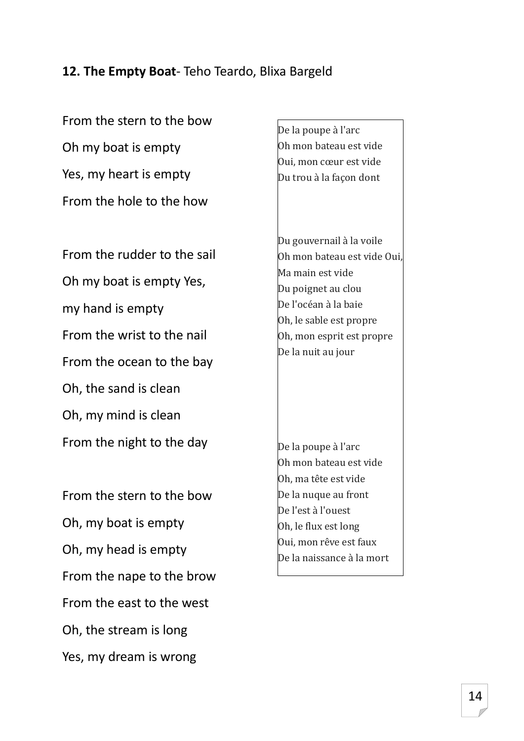**12. The Empty Boat**- Teho Teardo, Blixa Bargeld

From the stern to the bow

Oh my boat is empty

Yes, my heart is empty

From the hole to the how

From the rudder to the sail

Oh my boat is empty Yes,

my hand is empty

From the wrist to the nail

From the ocean to the bay

Oh, the sand is clean

Oh, my mind is clean

From the night to the day

From the stern to the bow

Oh, my boat is empty

Oh, my head is empty

From the nape to the brow

From the east to the west

Oh, the stream is long

Yes, my dream is wrong

De la poupe à l'arc
Oh mon bateau est vide
Oui, mon cœur est vide
Du trou à la façon dont

Du gouvernail à la voile
Oh mon bateau est vide Oui,
Ma main est vide
Du poignet au clou
De l'océan à la baie
Oh, le sable est propre
Oh, mon esprit est propre
De la nuit au jour

De la poupe à l'arc
Oh mon bateau est vide
Oh, ma tête est vide
De la nuque au front
De l'est à l'ouest
Oh, le flux est long
Oui, mon rêve est faux
De la naissance à la mort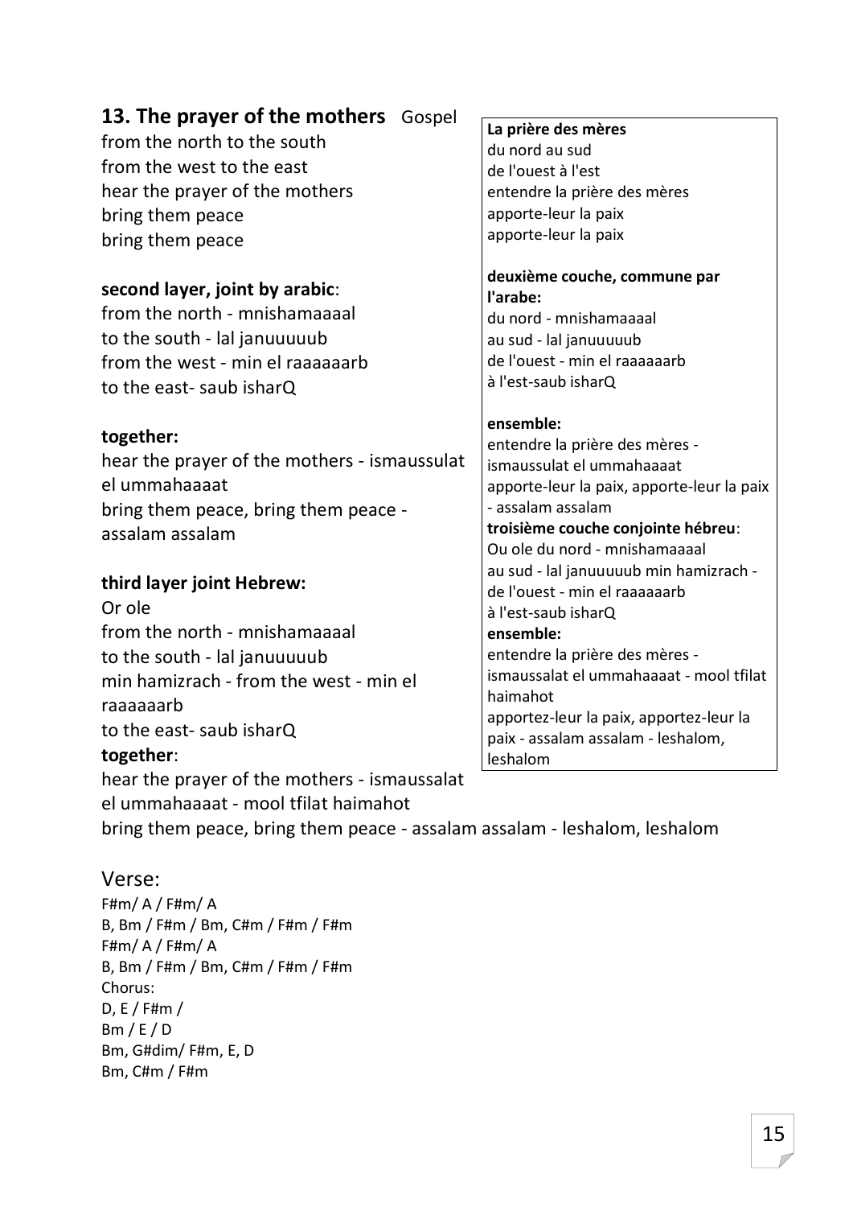## 13. The prayer of the mothers Gospel

from the north to the south
from the west to the east
hear the prayer of the mothers
bring them peace
bring them peace

**second layer, joint by arabic**:
from the north - mnishamaaaal
to the south - lal januuuuub
from the west - min el raaaaaarb
to the east- saub isharQ

**together:**
hear the prayer of the mothers - ismaussulat el ummahaaaat
bring them peace, bring them peace - assalam assalam

**third layer joint Hebrew:**
Or ole
from the north - mnishamaaaal
to the south - lal januuuuub
min hamizrach - from the west - min el raaaaaarb
to the east- saub isharQ
**together**:
hear the prayer of the mothers - ismaussalat el ummahaaaat - mool tfilat haimahot
bring them peace, bring them peace - assalam assalam - leshalom, leshalom

**La prière des mères**
du nord au sud
de l'ouest à l'est
entendre la prière des mères
apporte-leur la paix
apporte-leur la paix

**deuxième couche, commune par l'arabe:**
du nord - mnishamaaaal
au sud - lal januuuuub
de l'ouest - min el raaaaaarb
à l'est-saub isharQ

**ensemble:**
entendre la prière des mères - ismaussulat el ummahaaaat
apporte-leur la paix, apporte-leur la paix - assalam assalam
**troisième couche conjointe hébreu**:
Ou ole du nord - mnishamaaaal
au sud - lal januuuuub min hamizrach -
de l'ouest - min el raaaaaarb
à l'est-saub isharQ
**ensemble:**
entendre la prière des mères - ismaussalat el ummahaaaat - mool tfilat haimahot
apportez-leur la paix, apportez-leur la paix - assalam assalam - leshalom, leshalom

Verse:
F#m/ A / F#m/ A
B, Bm / F#m / Bm, C#m / F#m / F#m
F#m/ A / F#m/ A
B, Bm / F#m / Bm, C#m / F#m / F#m
Chorus:
D, E / F#m /
Bm / E / D
Bm, G#dim/ F#m, E, D
Bm, C#m / F#m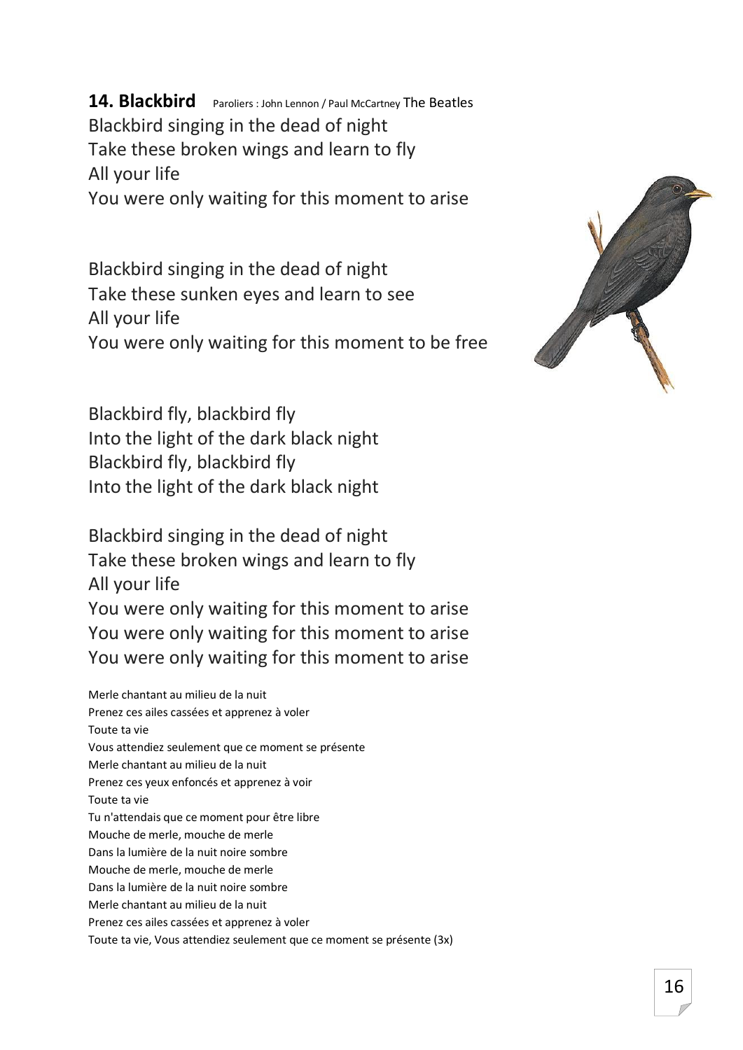**14. Blackbird** Paroliers : John Lennon / Paul McCartney The Beatles

Blackbird singing in the dead of night
Take these broken wings and learn to fly
All your life
You were only waiting for this moment to arise

Blackbird singing in the dead of night
Take these sunken eyes and learn to see
All your life
You were only waiting for this moment to be free

Blackbird fly, blackbird fly
Into the light of the dark black night
Blackbird fly, blackbird fly
Into the light of the dark black night

Blackbird singing in the dead of night
Take these broken wings and learn to fly
All your life
You were only waiting for this moment to arise
You were only waiting for this moment to arise
You were only waiting for this moment to arise

Merle chantant au milieu de la nuit
Prenez ces ailes cassées et apprenez à voler
Toute ta vie
Vous attendiez seulement que ce moment se présente
Merle chantant au milieu de la nuit
Prenez ces yeux enfoncés et apprenez à voir
Toute ta vie
Tu n'attendais que ce moment pour être libre
Mouche de merle, mouche de merle
Dans la lumière de la nuit noire sombre
Mouche de merle, mouche de merle
Dans la lumière de la nuit noire sombre
Merle chantant au milieu de la nuit
Prenez ces ailes cassées et apprenez à voler
Toute ta vie, Vous attendiez seulement que ce moment se présente (3x)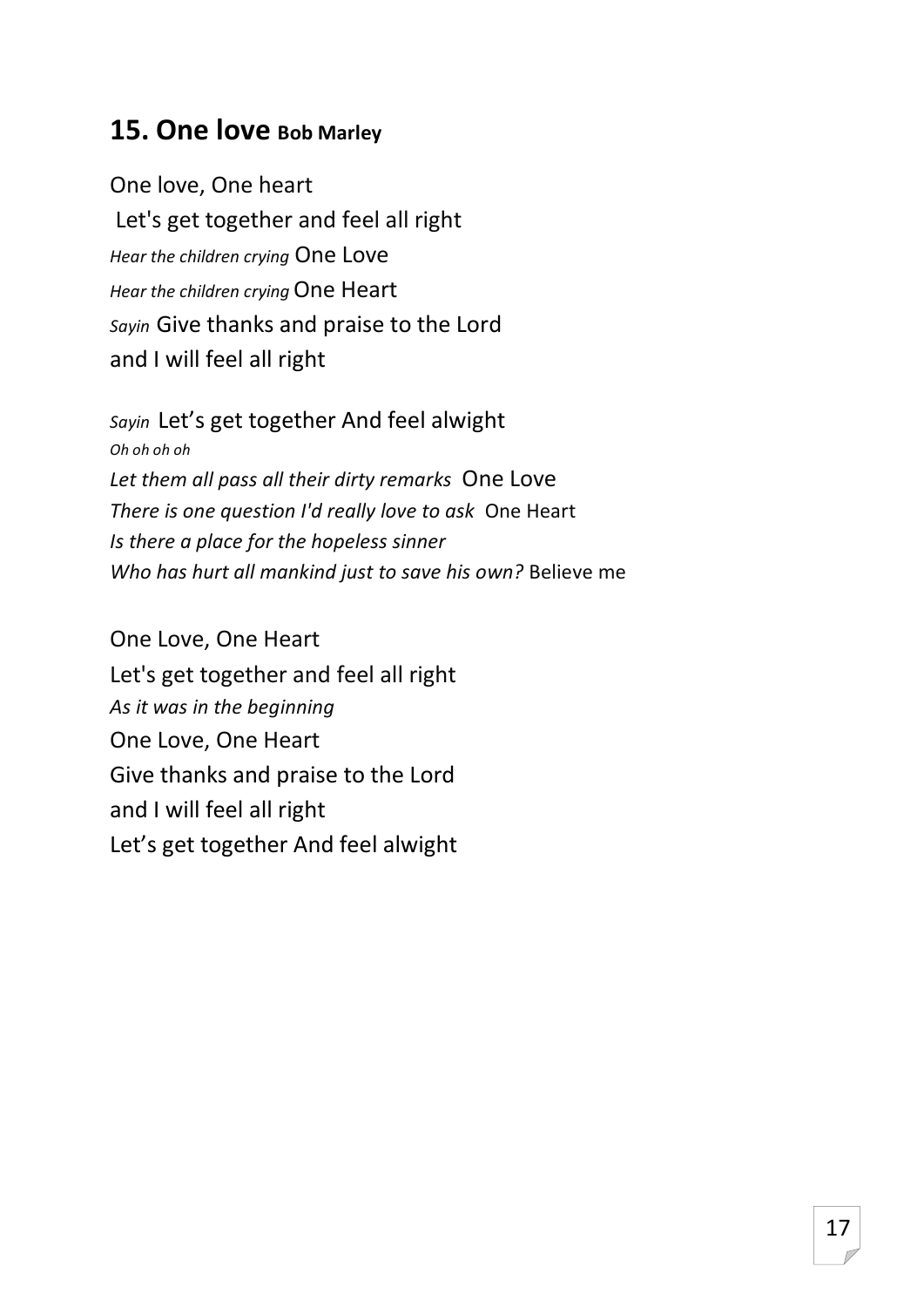## 15. One love **Bob Marley**

One love, One heart
Let's get together and feel all right
*Hear the children crying* One Love
*Hear the children crying* One Heart
*Sayin* Give thanks and praise to the Lord
and I will feel all right

*Sayin* Let's get together And feel alwight
*Oh oh oh oh*
*Let them all pass all their dirty remarks* One Love
*There is one question I'd really love to ask* One Heart
*Is there a place for the hopeless sinner*
*Who has hurt all mankind just to save his own?* Believe me

One Love, One Heart
Let's get together and feel all right
*As it was in the beginning*
One Love, One Heart
Give thanks and praise to the Lord
and I will feel all right
Let's get together And feel alwight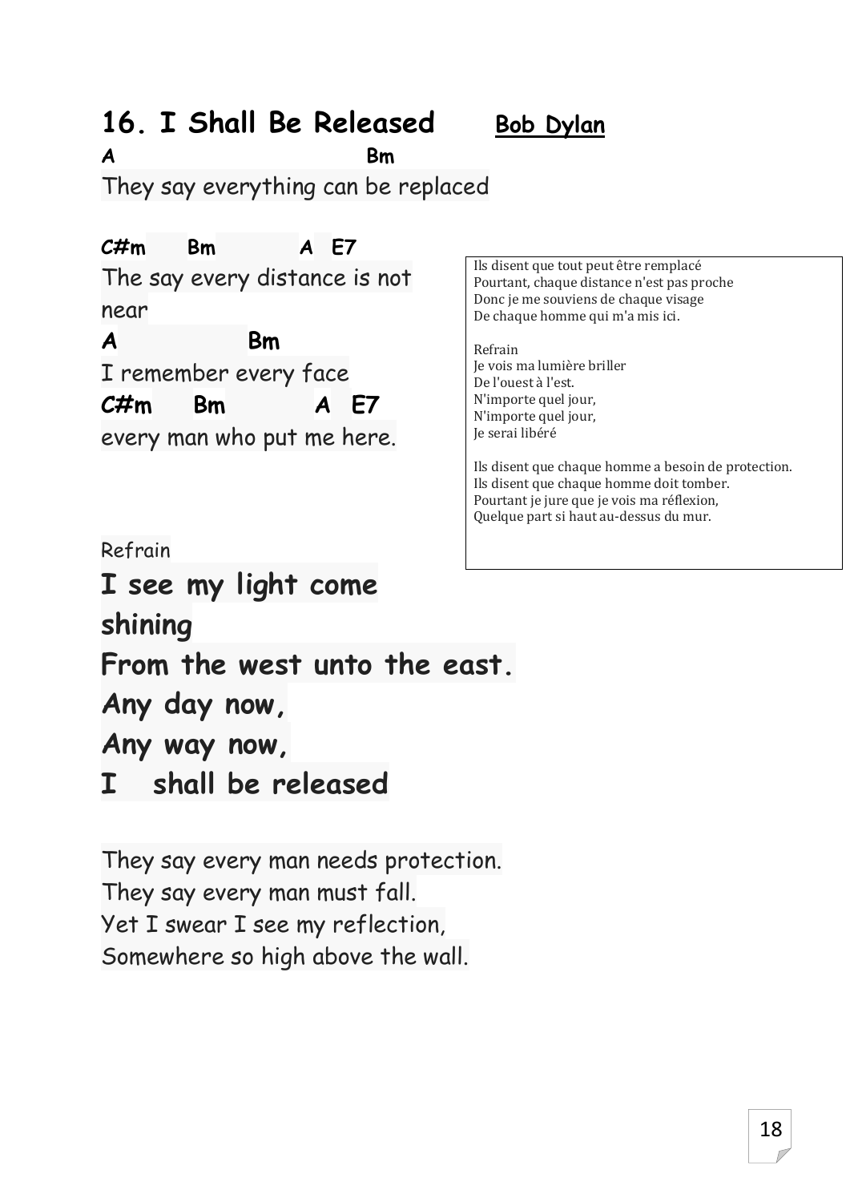## 16. I Shall Be Released **Bob Dylan**

**A** **Bm**
They say everything can be replaced

**C#m** **Bm** **A** **E7**
The say every distance is not near

**A** **Bm**
I remember every face

**C#m** **Bm** **A** **E7**
every man who put me here.

Refrain

**I see my light come shining**
**From the west unto the east.**
**Any day now,**
**Any way now,**
**I shall be released**

They say every man needs protection.
They say every man must fall.
Yet I swear I see my reflection,
Somewhere so high above the wall.

Ils disent que tout peut être remplacé
Pourtant, chaque distance n'est pas proche
Donc je me souviens de chaque visage
De chaque homme qui m'a mis ici.

Refrain
Je vois ma lumière briller
De l'ouest à l'est.
N'importe quel jour,
N'importe quel jour,
Je serai libéré

Ils disent que chaque homme a besoin de protection.
Ils disent que chaque homme doit tomber.
Pourtant je jure que je vois ma réflexion,
Quelque part si haut au-dessus du mur.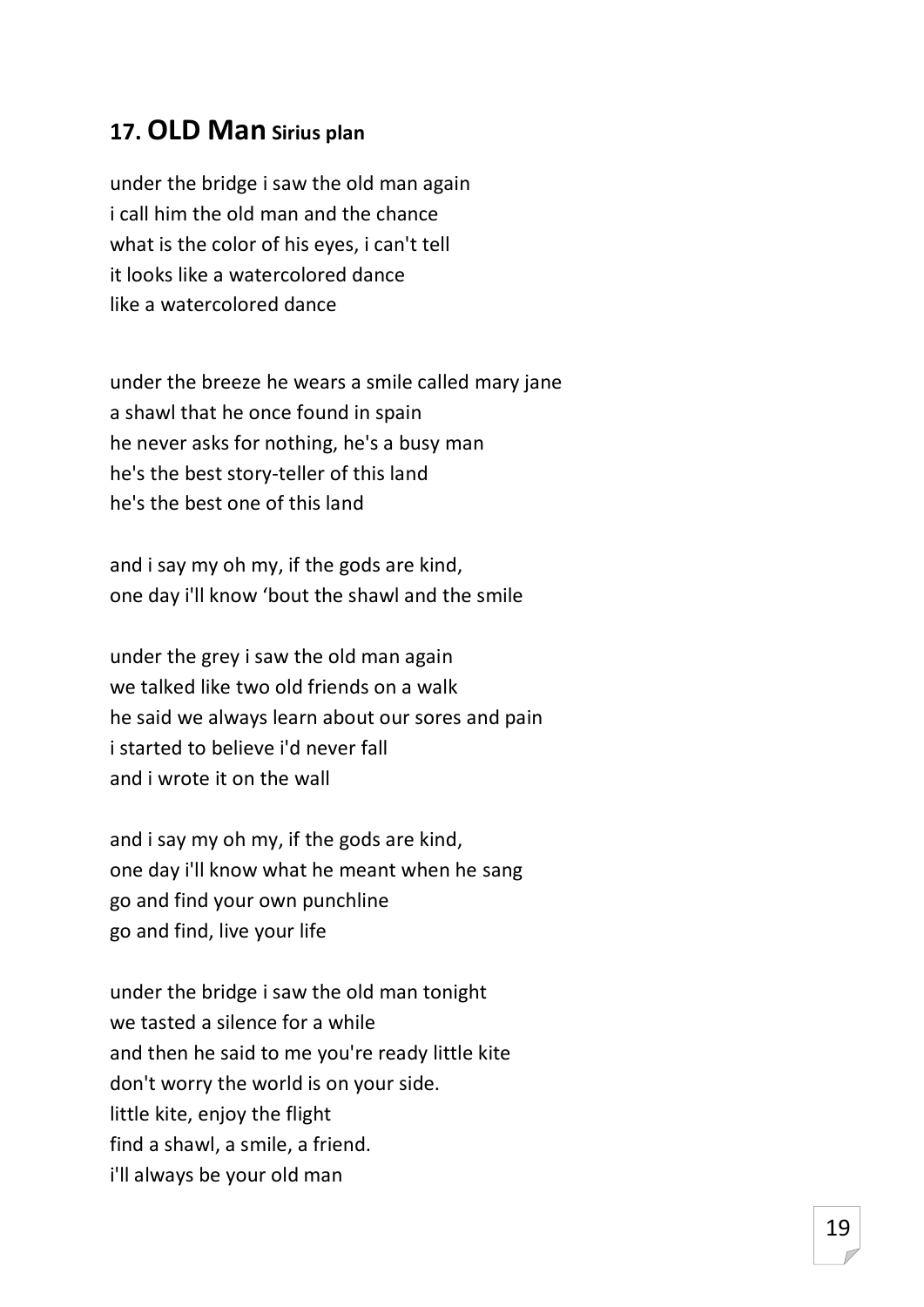## 17. OLD Man **Sirius plan**

under the bridge i saw the old man again  
i call him the old man and the chance  
what is the color of his eyes, i can't tell  
it looks like a watercolored dance  
like a watercolored dance

under the breeze he wears a smile called mary jane  
a shawl that he once found in spain  
he never asks for nothing, he's a busy man  
he's the best story-teller of this land  
he's the best one of this land

and i say my oh my, if the gods are kind,  
one day i'll know 'bout the shawl and the smile

under the grey i saw the old man again  
we talked like two old friends on a walk  
he said we always learn about our sores and pain  
i started to believe i'd never fall  
and i wrote it on the wall

and i say my oh my, if the gods are kind,  
one day i'll know what he meant when he sang  
go and find your own punchline  
go and find, live your life

under the bridge i saw the old man tonight  
we tasted a silence for a while  
and then he said to me you're ready little kite  
don't worry the world is on your side.  
little kite, enjoy the flight  
find a shawl, a smile, a friend.  
i'll always be your old man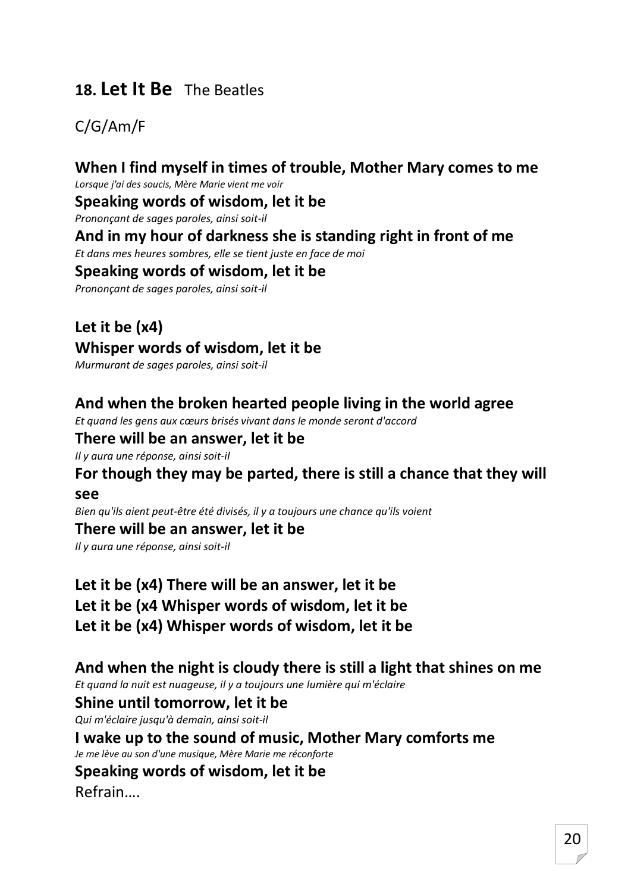## 18. **Let It Be** The Beatles

C/G/Am/F

**When I find myself in times of trouble, Mother Mary comes to me**
*Lorsque j'ai des soucis, Mère Marie vient me voir*
**Speaking words of wisdom, let it be**
*Prononçant de sages paroles, ainsi soit-il*
**And in my hour of darkness she is standing right in front of me**
*Et dans mes heures sombres, elle se tient juste en face de moi*
**Speaking words of wisdom, let it be**
*Prononçant de sages paroles, ainsi soit-il*

**Let it be (x4)**
**Whisper words of wisdom, let it be**
*Murmurant de sages paroles, ainsi soit-il*

**And when the broken hearted people living in the world agree**
*Et quand les gens aux cœurs brisés vivant dans le monde seront d'accord*
**There will be an answer, let it be**
*Il y aura une réponse, ainsi soit-il*
**For though they may be parted, there is still a chance that they will see**
*Bien qu'ils aient peut-être été divisés, il y a toujours une chance qu'ils voient*
**There will be an answer, let it be**
*Il y aura une réponse, ainsi soit-il*

**Let it be (x4) There will be an answer, let it be**
**Let it be (x4 Whisper words of wisdom, let it be**
**Let it be (x4) Whisper words of wisdom, let it be**

**And when the night is cloudy there is still a light that shines on me**
*Et quand la nuit est nuageuse, il y a toujours une lumière qui m'éclaire*
**Shine until tomorrow, let it be**
*Qui m'éclaire jusqu'à demain, ainsi soit-il*
**I wake up to the sound of music, Mother Mary comforts me**
*Je me lève au son d'une musique, Mère Marie me réconforte*
**Speaking words of wisdom, let it be**
Refrain….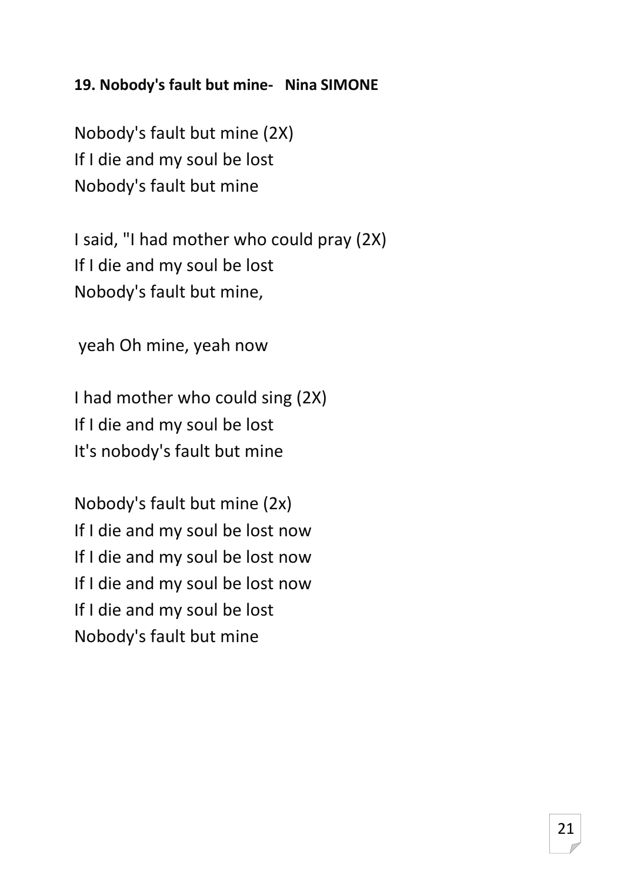**19. Nobody's fault but mine- Nina SIMONE**

Nobody's fault but mine (2X)
If I die and my soul be lost
Nobody's fault but mine

I said, "I had mother who could pray (2X)
If I die and my soul be lost
Nobody's fault but mine,

yeah Oh mine, yeah now

I had mother who could sing (2X)
If I die and my soul be lost
It's nobody's fault but mine

Nobody's fault but mine (2x)
If I die and my soul be lost now
If I die and my soul be lost now
If I die and my soul be lost now
If I die and my soul be lost
Nobody's fault but mine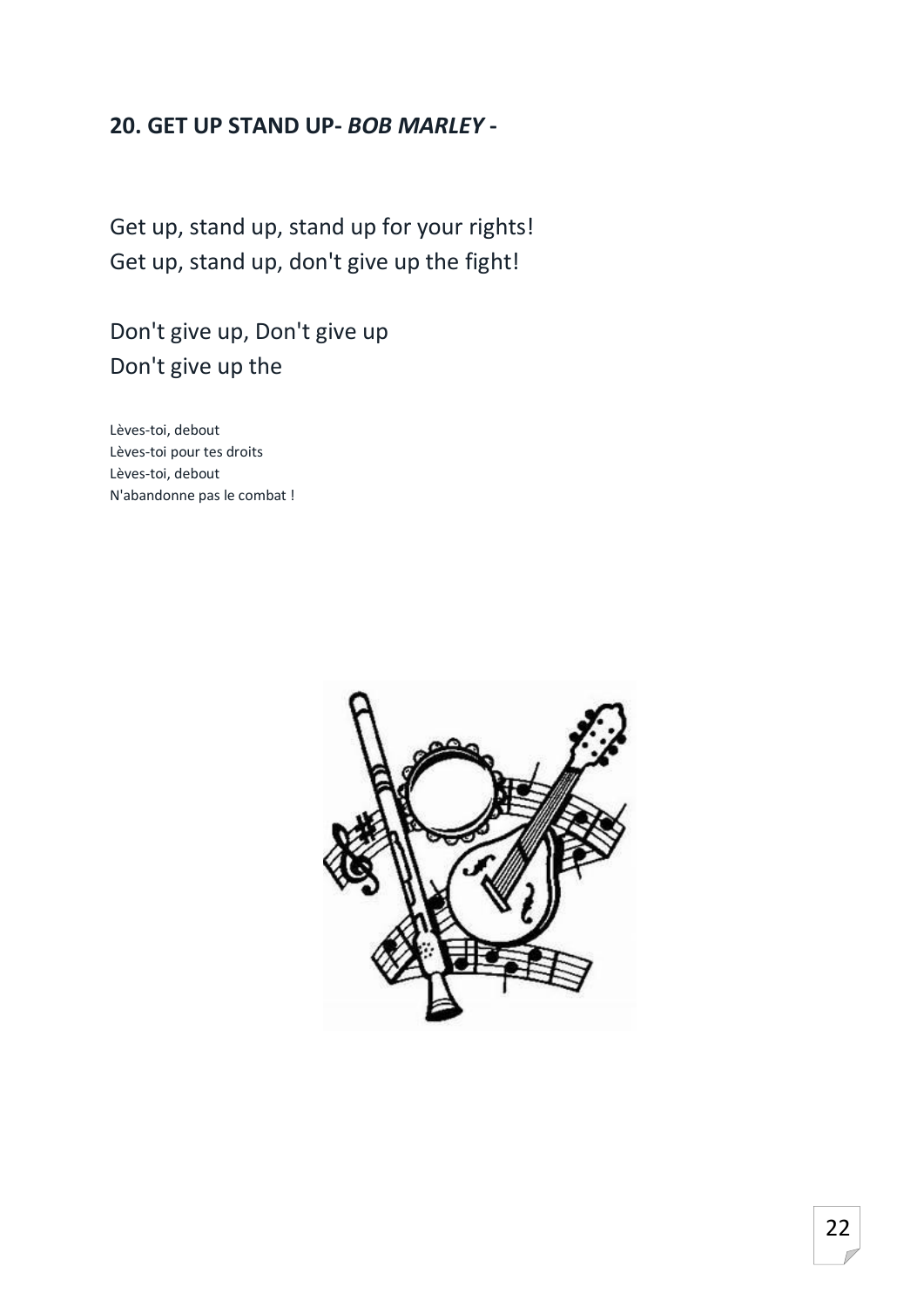## 20. GET UP STAND UP- *BOB MARLEY* -

Get up, stand up, stand up for your rights!
Get up, stand up, don't give up the fight!

Don't give up, Don't give up
Don't give up the

Lèves-toi, debout
Lèves-toi pour tes droits
Lèves-toi, debout
N'abandonne pas le combat !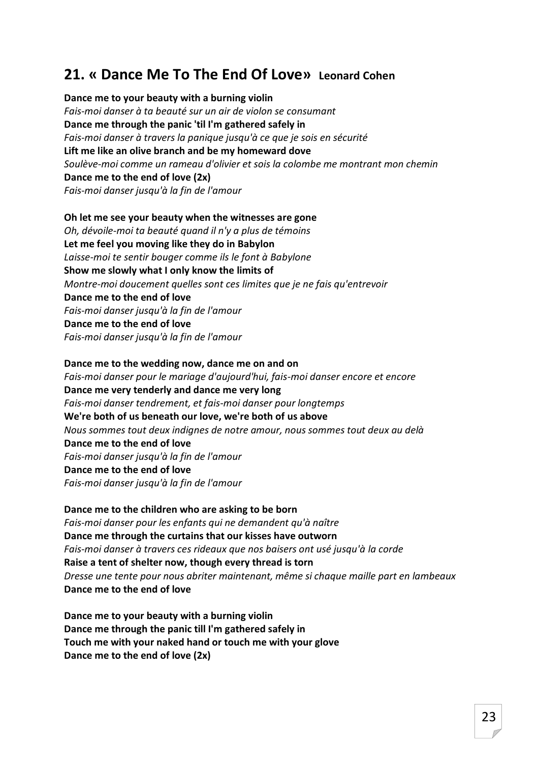## 21. « Dance Me To The End Of Love» Leonard Cohen

**Dance me to your beauty with a burning violin**
*Fais-moi danser à ta beauté sur un air de violon se consumant*
**Dance me through the panic 'til I'm gathered safely in**
*Fais-moi danser à travers la panique jusqu'à ce que je sois en sécurité*
**Lift me like an olive branch and be my homeward dove**
*Soulève-moi comme un rameau d'olivier et sois la colombe me montrant mon chemin*
**Dance me to the end of love (2x)**
*Fais-moi danser jusqu'à la fin de l'amour*

**Oh let me see your beauty when the witnesses are gone**
*Oh, dévoile-moi ta beauté quand il n'y a plus de témoins*
**Let me feel you moving like they do in Babylon**
*Laisse-moi te sentir bouger comme ils le font à Babylone*
**Show me slowly what I only know the limits of**
*Montre-moi doucement quelles sont ces limites que je ne fais qu'entrevoir*
**Dance me to the end of love**
*Fais-moi danser jusqu'à la fin de l'amour*
**Dance me to the end of love**
*Fais-moi danser jusqu'à la fin de l'amour*

**Dance me to the wedding now, dance me on and on**
*Fais-moi danser pour le mariage d'aujourd'hui, fais-moi danser encore et encore*
**Dance me very tenderly and dance me very long**
*Fais-moi danser tendrement, et fais-moi danser pour longtemps*
**We're both of us beneath our love, we're both of us above**
*Nous sommes tout deux indignes de notre amour, nous sommes tout deux au delà*
**Dance me to the end of love**
*Fais-moi danser jusqu'à la fin de l'amour*
**Dance me to the end of love**
*Fais-moi danser jusqu'à la fin de l'amour*

**Dance me to the children who are asking to be born**
*Fais-moi danser pour les enfants qui ne demandent qu'à naître*
**Dance me through the curtains that our kisses have outworn**
*Fais-moi danser à travers ces rideaux que nos baisers ont usé jusqu'à la corde*
**Raise a tent of shelter now, though every thread is torn**
*Dresse une tente pour nous abriter maintenant, même si chaque maille part en lambeaux*
**Dance me to the end of love**

**Dance me to your beauty with a burning violin**
**Dance me through the panic till I'm gathered safely in**
**Touch me with your naked hand or touch me with your glove**
**Dance me to the end of love (2x)**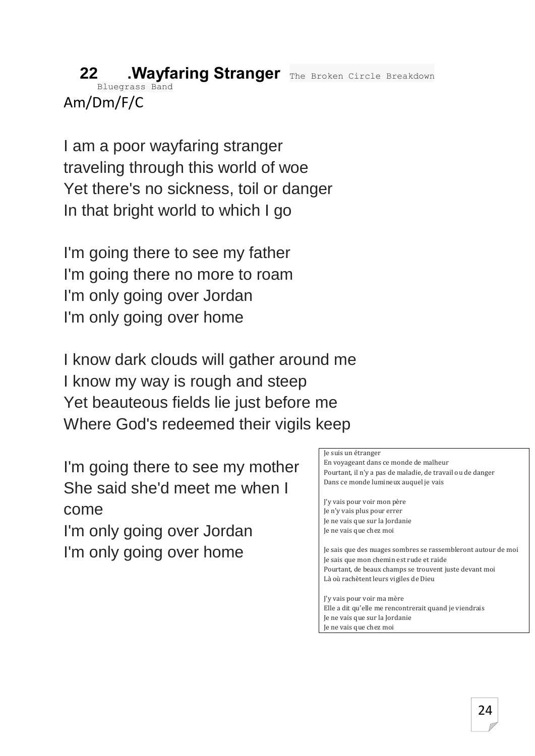# 22 .Wayfaring Stranger The Broken Circle Breakdown Bluegrass Band

Am/Dm/F/C

I am a poor wayfaring stranger
traveling through this world of woe
Yet there's no sickness, toil or danger
In that bright world to which I go

I'm going there to see my father
I'm going there no more to roam
I'm only going over Jordan
I'm only going over home

I know dark clouds will gather around me
I know my way is rough and steep
Yet beauteous fields lie just before me
Where God's redeemed their vigils keep

I'm going there to see my mother
She said she'd meet me when I come
I'm only going over Jordan
I'm only going over home

Je suis un étranger
En voyageant dans ce monde de malheur
Pourtant, il n'y a pas de maladie, de travail ou de danger
Dans ce monde lumineux auquel je vais

J'y vais pour voir mon père
Je n'y vais plus pour errer
Je ne vais que sur la Jordanie
Je ne vais que chez moi

Je sais que des nuages sombres se rassembleront autour de moi
Je sais que mon chemin est rude et raide
Pourtant, de beaux champs se trouvent juste devant moi
Là où rachètent leurs vigiles de Dieu

J'y vais pour voir ma mère
Elle a dit qu'elle me rencontrerait quand je viendrais
Je ne vais que sur la Jordanie
Je ne vais que chez moi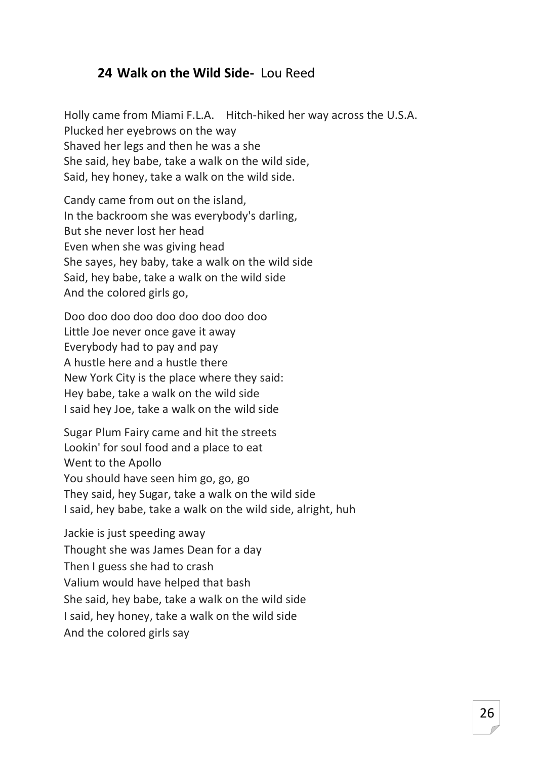## 24 **Walk on the Wild Side-** Lou Reed

Holly came from Miami F.L.A.    Hitch-hiked her way across the U.S.A.
Plucked her eyebrows on the way
Shaved her legs and then he was a she
She said, hey babe, take a walk on the wild side,
Said, hey honey, take a walk on the wild side.

Candy came from out on the island,
In the backroom she was everybody's darling,
But she never lost her head
Even when she was giving head
She sayes, hey baby, take a walk on the wild side
Said, hey babe, take a walk on the wild side
And the colored girls go,

Doo doo doo doo doo doo doo doo doo
Little Joe never once gave it away
Everybody had to pay and pay
A hustle here and a hustle there
New York City is the place where they said:
Hey babe, take a walk on the wild side
I said hey Joe, take a walk on the wild side

Sugar Plum Fairy came and hit the streets
Lookin' for soul food and a place to eat
Went to the Apollo
You should have seen him go, go, go
They said, hey Sugar, take a walk on the wild side
I said, hey babe, take a walk on the wild side, alright, huh

Jackie is just speeding away
Thought she was James Dean for a day
Then I guess she had to crash
Valium would have helped that bash
She said, hey babe, take a walk on the wild side
I said, hey honey, take a walk on the wild side
And the colored girls say